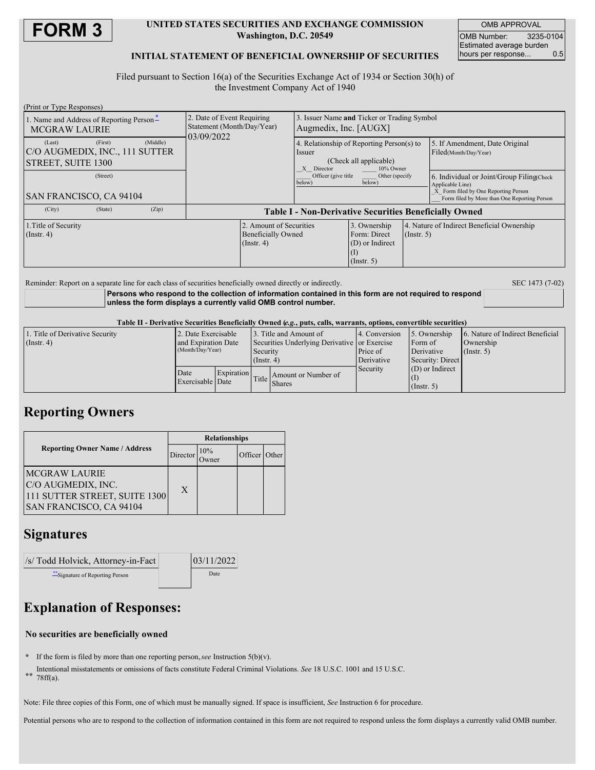# FORM 3

**UNITED STATES SECURITIES AND EXCHANGE COMMISSION**
**Washington, D.C. 20549**

**INITIAL STATEMENT OF BENEFICIAL OWNERSHIP OF SECURITIES**

| OMB APPROVAL | |
|---|---|
| OMB Number: | 3235-0104 |
| Estimated average burden hours per response... | 0.5 |

Filed pursuant to Section 16(a) of the Securities Exchange Act of 1934 or Section 30(h) of the Investment Company Act of 1940

(Print or Type Responses)

| 1. Name and Address of Reporting Person* | 2. Date of Event Requiring Statement (Month/Day/Year) | 3. Issuer Name **and** Ticker or Trading Symbol |
|---|---|---|
| MCGRAW LAURIE | 03/09/2022 | Augmedix, Inc. [AUGX] |
| (Last) (First) (Middle) C/O AUGMEDIX, INC., 111 SUTTER STREET, SUITE 1300 | | 4. Relationship of Reporting Person(s) to Issuer (Check all applicable) _X_ Director ___ 10% Owner ___ Officer (give title below) ___ Other (specify below) |
| (Street) SAN FRANCISCO, CA 94104 | | 5. If Amendment, Date Original Filed(Month/Day/Year) |
| (City) (State) (Zip) | | 6. Individual or Joint/Group Filing(Check Applicable Line) _X_ Form filed by One Reporting Person ___ Form filed by More than One Reporting Person |

**Table I - Non-Derivative Securities Beneficially Owned**

| 1.Title of Security (Instr. 4) | 2. Amount of Securities Beneficially Owned (Instr. 4) | 3. Ownership Form: Direct (D) or Indirect (I) (Instr. 5) | 4. Nature of Indirect Beneficial Ownership (Instr. 5) |
|---|---|---|---|

Reminder: Report on a separate line for each class of securities beneficially owned directly or indirectly.

SEC 1473 (7-02)

**Persons who respond to the collection of information contained in this form are not required to respond unless the form displays a currently valid OMB control number.**

**Table II - Derivative Securities Beneficially Owned (*e.g.*, puts, calls, warrants, options, convertible securities)**

| 1. Title of Derivative Security (Instr. 4) | 2. Date Exercisable and Expiration Date (Month/Day/Year) | | 3. Title and Amount of Securities Underlying Derivative Security (Instr. 4) | | 4. Conversion or Exercise Price of Derivative Security | 5. Ownership Form of Derivative Security: Direct (D) or Indirect (I) (Instr. 5) | 6. Nature of Indirect Beneficial Ownership (Instr. 5) |
|---|---|---|---|---|---|---|---|
| | Date Exercisable | Expiration Date | Title | Amount or Number of Shares | | | |

## Reporting Owners

| Reporting Owner Name / Address | Relationships | | | |
|---|---|---|---|---|
| | Director | 10% Owner | Officer | Other |
| MCGRAW LAURIE C/O AUGMEDIX, INC. 111 SUTTER STREET, SUITE 1300 SAN FRANCISCO, CA 94104 | X | | | |

## Signatures

| /s/ Todd Holvick, Attorney-in-Fact | 03/11/2022 |
|---|---|
| **Signature of Reporting Person | Date |

## Explanation of Responses:

**No securities are beneficially owned**

\* If the form is filed by more than one reporting person, *see* Instruction 5(b)(v).

\*\* Intentional misstatements or omissions of facts constitute Federal Criminal Violations. *See* 18 U.S.C. 1001 and 15 U.S.C. 78ff(a).

Note: File three copies of this Form, one of which must be manually signed. If space is insufficient, *See* Instruction 6 for procedure.

Potential persons who are to respond to the collection of information contained in this form are not required to respond unless the form displays a currently valid OMB number.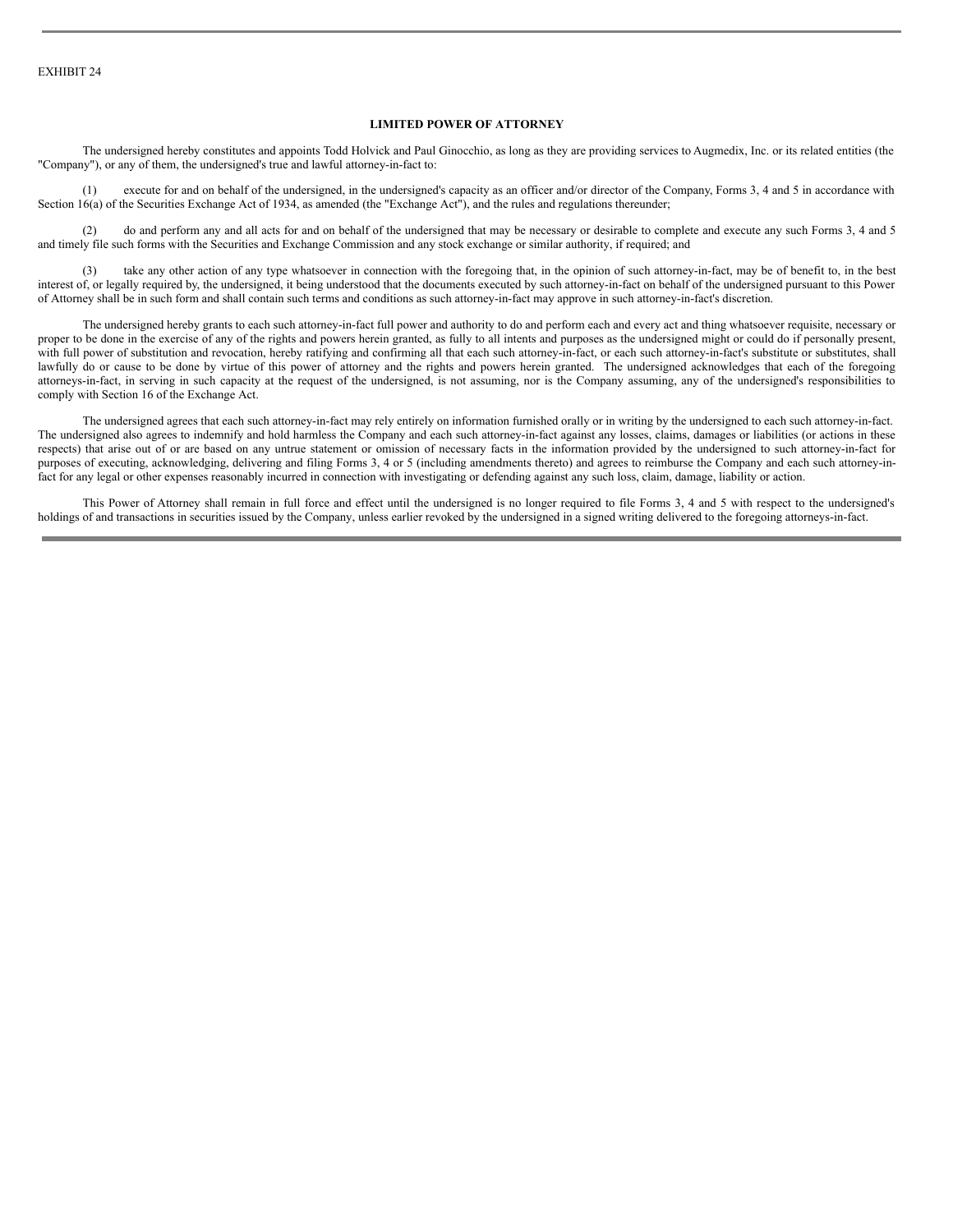EXHIBIT 24

**LIMITED POWER OF ATTORNEY**

The undersigned hereby constitutes and appoints Todd Holvick and Paul Ginocchio, as long as they are providing services to Augmedix, Inc. or its related entities (the "Company"), or any of them, the undersigned's true and lawful attorney-in-fact to:

(1) execute for and on behalf of the undersigned, in the undersigned's capacity as an officer and/or director of the Company, Forms 3, 4 and 5 in accordance with Section 16(a) of the Securities Exchange Act of 1934, as amended (the "Exchange Act"), and the rules and regulations thereunder;

(2) do and perform any and all acts for and on behalf of the undersigned that may be necessary or desirable to complete and execute any such Forms 3, 4 and 5 and timely file such forms with the Securities and Exchange Commission and any stock exchange or similar authority, if required; and

(3) take any other action of any type whatsoever in connection with the foregoing that, in the opinion of such attorney-in-fact, may be of benefit to, in the best interest of, or legally required by, the undersigned, it being understood that the documents executed by such attorney-in-fact on behalf of the undersigned pursuant to this Power of Attorney shall be in such form and shall contain such terms and conditions as such attorney-in-fact may approve in such attorney-in-fact's discretion.

The undersigned hereby grants to each such attorney-in-fact full power and authority to do and perform each and every act and thing whatsoever requisite, necessary or proper to be done in the exercise of any of the rights and powers herein granted, as fully to all intents and purposes as the undersigned might or could do if personally present, with full power of substitution and revocation, hereby ratifying and confirming all that each such attorney-in-fact, or each such attorney-in-fact's substitute or substitutes, shall lawfully do or cause to be done by virtue of this power of attorney and the rights and powers herein granted. The undersigned acknowledges that each of the foregoing attorneys-in-fact, in serving in such capacity at the request of the undersigned, is not assuming, nor is the Company assuming, any of the undersigned's responsibilities to comply with Section 16 of the Exchange Act.

The undersigned agrees that each such attorney-in-fact may rely entirely on information furnished orally or in writing by the undersigned to each such attorney-in-fact. The undersigned also agrees to indemnify and hold harmless the Company and each such attorney-in-fact against any losses, claims, damages or liabilities (or actions in these respects) that arise out of or are based on any untrue statement or omission of necessary facts in the information provided by the undersigned to such attorney-in-fact for purposes of executing, acknowledging, delivering and filing Forms 3, 4 or 5 (including amendments thereto) and agrees to reimburse the Company and each such attorney-in-fact for any legal or other expenses reasonably incurred in connection with investigating or defending against any such loss, claim, damage, liability or action.

This Power of Attorney shall remain in full force and effect until the undersigned is no longer required to file Forms 3, 4 and 5 with respect to the undersigned's holdings of and transactions in securities issued by the Company, unless earlier revoked by the undersigned in a signed writing delivered to the foregoing attorneys-in-fact.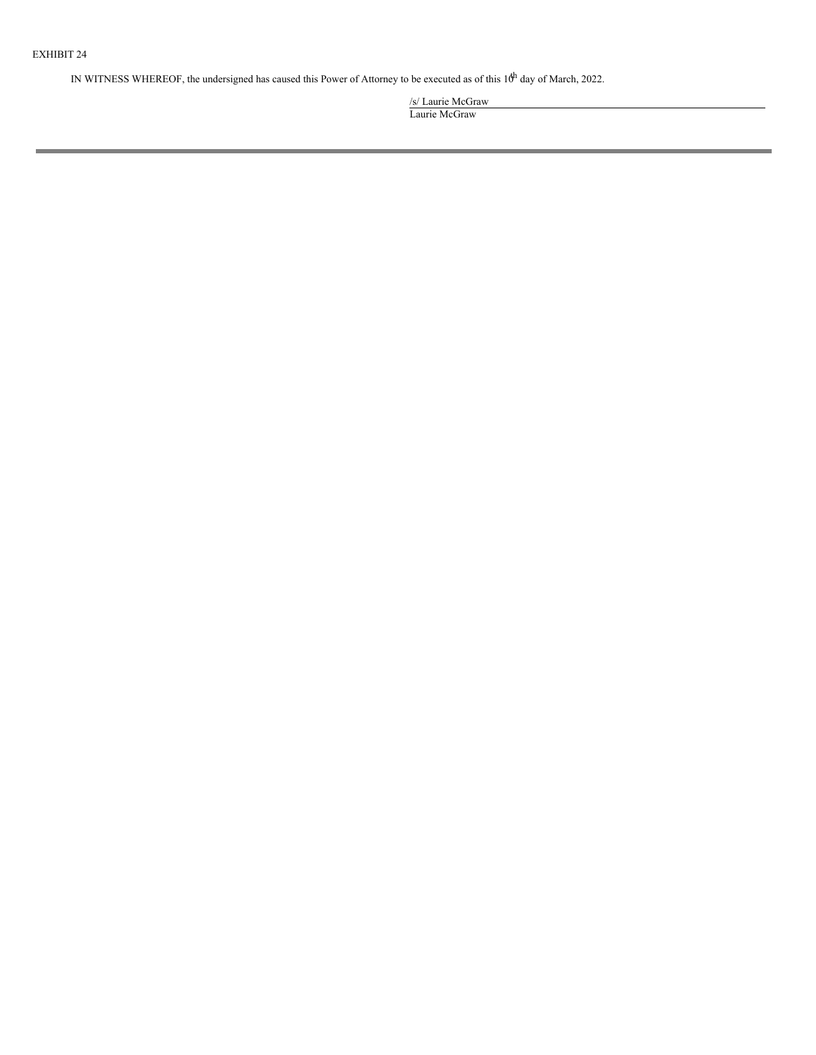EXHIBIT 24

IN WITNESS WHEREOF, the undersigned has caused this Power of Attorney to be executed as of this 10th day of March, 2022.

/s/ Laurie McGraw

Laurie McGraw